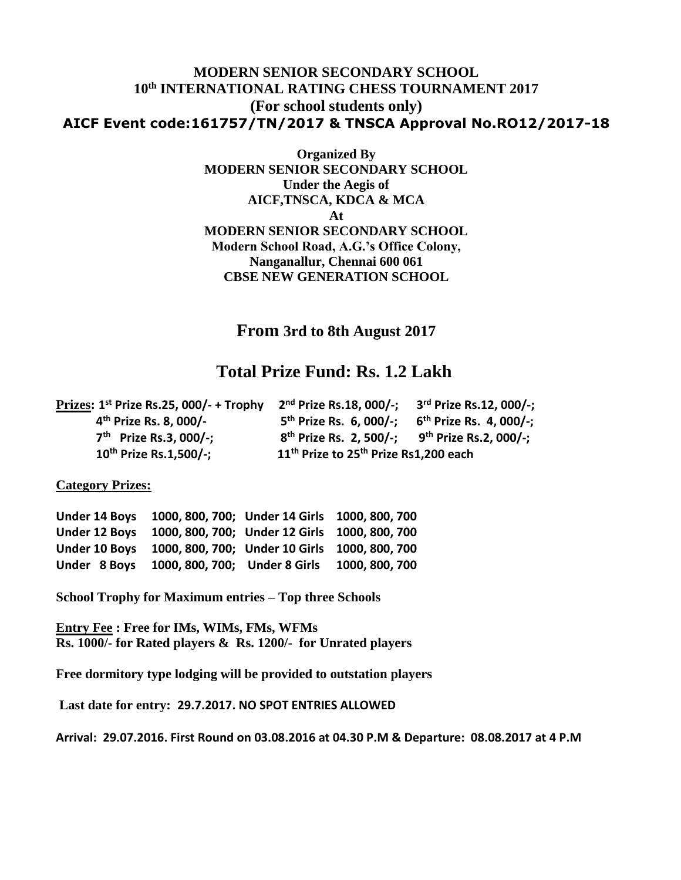# MODERN SENIOR SECONDARY SCHOOL

## 10th INTERNATIONAL RATING CHESS TOURNAMENT 2017

**(For school students only)**

**AICF Event code:161757/TN/2017 & TNSCA Approval No.RO12/2017-18**

**Organized By**
**MODERN SENIOR SECONDARY SCHOOL**
**Under the Aegis of**
**AICF,TNSCA, KDCA & MCA**
**At**
**MODERN SENIOR SECONDARY SCHOOL**
**Modern School Road, A.G.'s Office Colony,**
**Nanganallur, Chennai 600 061**
**CBSE NEW GENERATION SCHOOL**

## From 3rd to 8th August 2017

## Total Prize Fund: Rs. 1.2 Lakh

**Prizes:**

| | | |
|---|---|---|
| 1st Prize Rs.25, 000/- + Trophy | 2nd Prize Rs.18, 000/-; | 3rd Prize Rs.12, 000/-; |
| 4th Prize Rs. 8, 000/- | 5th Prize Rs. 6, 000/-; | 6th Prize Rs. 4, 000/-; |
| 7th Prize Rs.3, 000/-; | 8th Prize Rs. 2, 500/-; | 9th Prize Rs.2, 000/-; |
| 10th Prize Rs.1,500/-; | 11th Prize to 25th Prize Rs1,200 each | |

**Category Prizes:**

| | | | |
|---|---|---|---|
| Under 14 Boys | 1000, 800, 700; | Under 14 Girls | 1000, 800, 700 |
| Under 12 Boys | 1000, 800, 700; | Under 12 Girls | 1000, 800, 700 |
| Under 10 Boys | 1000, 800, 700; | Under 10 Girls | 1000, 800, 700 |
| Under 8 Boys | 1000, 800, 700; | Under 8 Girls | 1000, 800, 700 |

**School Trophy for Maximum entries – Top three Schools**

**Entry Fee : Free for IMs, WIMs, FMs, WFMs**
**Rs. 1000/- for Rated players & Rs. 1200/- for Unrated players**

**Free dormitory type lodging will be provided to outstation players**

**Last date for entry: 29.7.2017. NO SPOT ENTRIES ALLOWED**

**Arrival: 29.07.2016. First Round on 03.08.2016 at 04.30 P.M & Departure: 08.08.2017 at 4 P.M**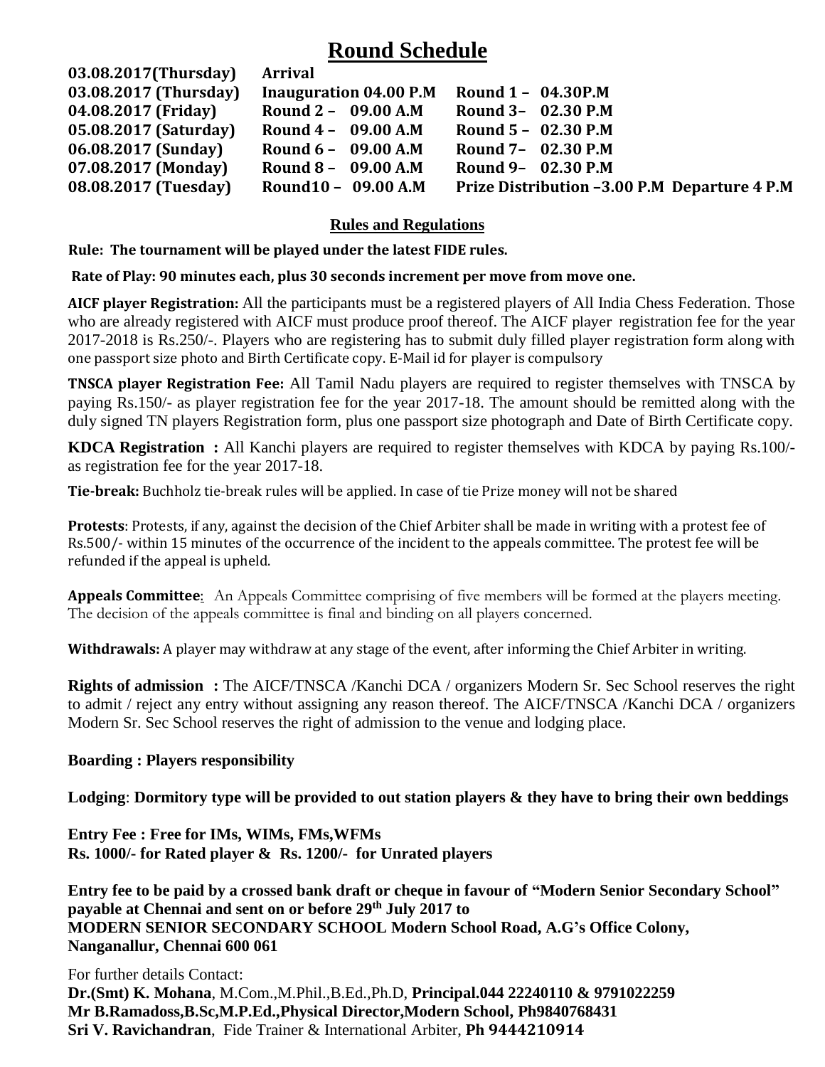# Round Schedule

| | | |
|---|---|---|
| **03.08.2017(Thursday)** | **Arrival** | |
| **03.08.2017 (Thursday)** | **Inauguration 04.00 P.M** | **Round 1 – 04.30P.M** |
| **04.08.2017 (Friday)** | **Round 2 – 09.00 A.M** | **Round 3– 02.30 P.M** |
| **05.08.2017 (Saturday)** | **Round 4 – 09.00 A.M** | **Round 5 – 02.30 P.M** |
| **06.08.2017 (Sunday)** | **Round 6 – 09.00 A.M** | **Round 7– 02.30 P.M** |
| **07.08.2017 (Monday)** | **Round 8 – 09.00 A.M** | **Round 9– 02.30 P.M** |
| **08.08.2017 (Tuesday)** | **Round10 – 09.00 A.M** | **Prize Distribution –3.00 P.M Departure 4 P.M** |

## Rules and Regulations

**Rule: The tournament will be played under the latest FIDE rules.**

**Rate of Play: 90 minutes each, plus 30 seconds increment per move from move one.**

**AICF player Registration:** All the participants must be a registered players of All India Chess Federation. Those who are already registered with AICF must produce proof thereof. The AICF player registration fee for the year 2017-2018 is Rs.250/-. Players who are registering has to submit duly filled player registration form along with one passport size photo and Birth Certificate copy. E-Mail id for player is compulsory

**TNSCA player Registration Fee:** All Tamil Nadu players are required to register themselves with TNSCA by paying Rs.150/- as player registration fee for the year 2017-18. The amount should be remitted along with the duly signed TN players Registration form, plus one passport size photograph and Date of Birth Certificate copy.

**KDCA Registration :** All Kanchi players are required to register themselves with KDCA by paying Rs.100/- as registration fee for the year 2017-18.

**Tie-break:** Buchholz tie-break rules will be applied. In case of tie Prize money will not be shared

**Protests**: Protests, if any, against the decision of the Chief Arbiter shall be made in writing with a protest fee of Rs.500/- within 15 minutes of the occurrence of the incident to the appeals committee. The protest fee will be refunded if the appeal is upheld.

**Appeals Committee**: An Appeals Committee comprising of five members will be formed at the players meeting. The decision of the appeals committee is final and binding on all players concerned.

**Withdrawals:** A player may withdraw at any stage of the event, after informing the Chief Arbiter in writing.

**Rights of admission :** The AICF/TNSCA /Kanchi DCA / organizers Modern Sr. Sec School reserves the right to admit / reject any entry without assigning any reason thereof. The AICF/TNSCA /Kanchi DCA / organizers Modern Sr. Sec School reserves the right of admission to the venue and lodging place.

**Boarding : Players responsibility**

**Lodging**: **Dormitory type will be provided to out station players & they have to bring their own beddings**

**Entry Fee : Free for IMs, WIMs, FMs,WFMs**
**Rs. 1000/- for Rated player & Rs. 1200/- for Unrated players**

**Entry fee to be paid by a crossed bank draft or cheque in favour of "Modern Senior Secondary School" payable at Chennai and sent on or before 29th July 2017 to**
**MODERN SENIOR SECONDARY SCHOOL Modern School Road, A.G's Office Colony, Nanganallur, Chennai 600 061**

For further details Contact:
**Dr.(Smt) K. Mohana**, M.Com.,M.Phil.,B.Ed.,Ph.D, **Principal.044 22240110 & 9791022259**
**Mr B.Ramadoss,B.Sc,M.P.Ed.,Physical Director,Modern School, Ph9840768431**
**Sri V. Ravichandran**, Fide Trainer & International Arbiter, **Ph 9444210914**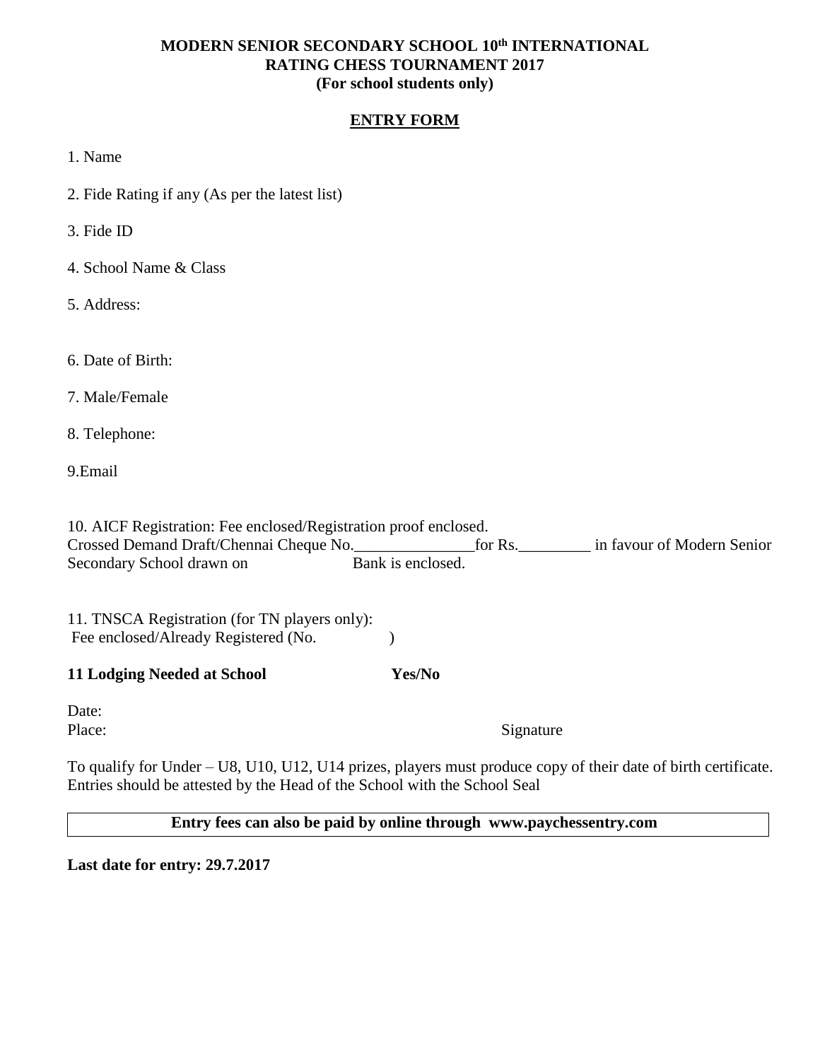**MODERN SENIOR SECONDARY SCHOOL 10th INTERNATIONAL RATING CHESS TOURNAMENT 2017**
**(For school students only)**

## ENTRY FORM

1. Name

2. Fide Rating if any (As per the latest list)

3. Fide ID

4. School Name & Class

5. Address:

6. Date of Birth:

7. Male/Female

8. Telephone:

9.Email

10. AICF Registration: Fee enclosed/Registration proof enclosed.
Crossed Demand Draft/Chennai Cheque No._______________for Rs._________ in favour of Modern Senior Secondary School drawn on Bank is enclosed.

11. TNSCA Registration (for TN players only):
Fee enclosed/Already Registered (No. )

**11 Lodging Needed at School Yes/No**

Date:
Place: Signature

To qualify for Under – U8, U10, U12, U14 prizes, players must produce copy of their date of birth certificate. Entries should be attested by the Head of the School with the School Seal

**Entry fees can also be paid by online through www.paychessentry.com**

**Last date for entry: 29.7.2017**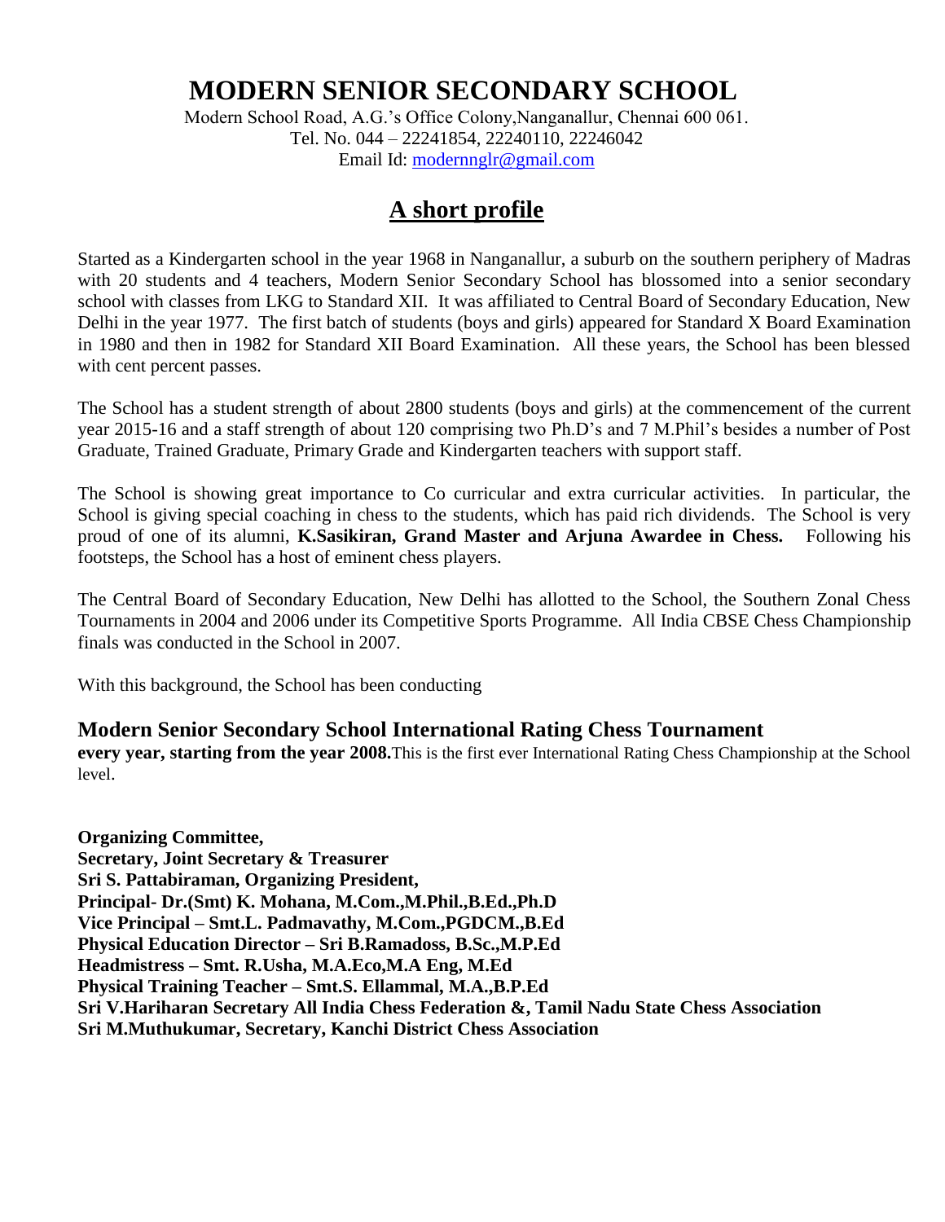# MODERN SENIOR SECONDARY SCHOOL

Modern School Road, A.G.'s Office Colony,Nanganallur, Chennai 600 061.
Tel. No. 044 – 22241854, 22240110, 22246042
Email Id: modernnglr@gmail.com

## A short profile

Started as a Kindergarten school in the year 1968 in Nanganallur, a suburb on the southern periphery of Madras with 20 students and 4 teachers, Modern Senior Secondary School has blossomed into a senior secondary school with classes from LKG to Standard XII. It was affiliated to Central Board of Secondary Education, New Delhi in the year 1977. The first batch of students (boys and girls) appeared for Standard X Board Examination in 1980 and then in 1982 for Standard XII Board Examination. All these years, the School has been blessed with cent percent passes.

The School has a student strength of about 2800 students (boys and girls) at the commencement of the current year 2015-16 and a staff strength of about 120 comprising two Ph.D's and 7 M.Phil's besides a number of Post Graduate, Trained Graduate, Primary Grade and Kindergarten teachers with support staff.

The School is showing great importance to Co curricular and extra curricular activities. In particular, the School is giving special coaching in chess to the students, which has paid rich dividends. The School is very proud of one of its alumni, **K.Sasikiran, Grand Master and Arjuna Awardee in Chess.** Following his footsteps, the School has a host of eminent chess players.

The Central Board of Secondary Education, New Delhi has allotted to the School, the Southern Zonal Chess Tournaments in 2004 and 2006 under its Competitive Sports Programme. All India CBSE Chess Championship finals was conducted in the School in 2007.

With this background, the School has been conducting

### Modern Senior Secondary School International Rating Chess Tournament

**every year, starting from the year 2008.** This is the first ever International Rating Chess Championship at the School level.

**Organizing Committee,**
**Secretary, Joint Secretary & Treasurer**
**Sri S. Pattabiraman, Organizing President,**
**Principal- Dr.(Smt) K. Mohana, M.Com.,M.Phil.,B.Ed.,Ph.D**
**Vice Principal – Smt.L. Padmavathy, M.Com.,PGDCM.,B.Ed**
**Physical Education Director – Sri B.Ramadoss, B.Sc.,M.P.Ed**
**Headmistress – Smt. R.Usha, M.A.Eco,M.A Eng, M.Ed**
**Physical Training Teacher – Smt.S. Ellammal, M.A.,B.P.Ed**
**Sri V.Hariharan Secretary All India Chess Federation &, Tamil Nadu State Chess Association**
**Sri M.Muthukumar, Secretary, Kanchi District Chess Association**